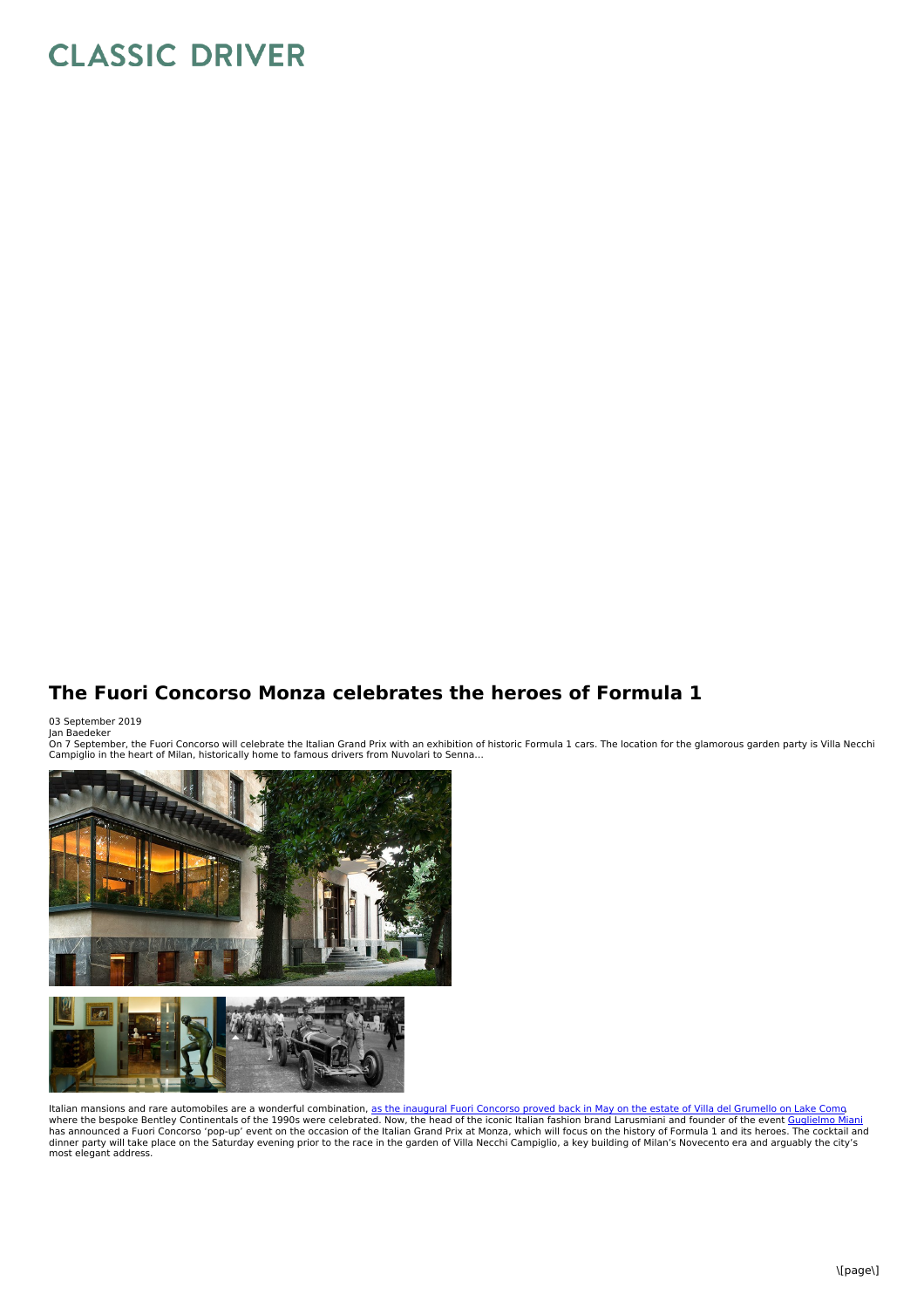# The Fuori Concorso Monza celebrates the heroes of Formula 1

03 September 2019

Jan Baedeker

On 7 September, the Fuori Concorso will celebrate the Italian Grand Prix with an exhibition of historic Formula 1 cars. The location for the glamorous garden party is Villa Necchi Campiglio in the heart of Milan, historically home to famous drivers from Nuvolari to Senna...

Italian mansions and rare automobiles are a wonderful combination, as the inaugural Fuori Concorso proved back in May on the estate of Villa del Grumello on Lake Como where the bespoke Bentley Continentals of the 1990s were celebrated. Now, the head of the iconic Italian fashion brand Larusmiani and founder of the event Guglielmo Miani has announced a Fuori Concorso 'pop-up' event on the occasion of the Italian Grand Prix at Monza, which will focus on the history of Formula 1 and its heroes. The cocktail and dinner party will take place on the Saturday evening prior to the race in the garden of Villa Necchi Campiglio, a key building of Milan's Novecento era and arguably the city's most elegant address.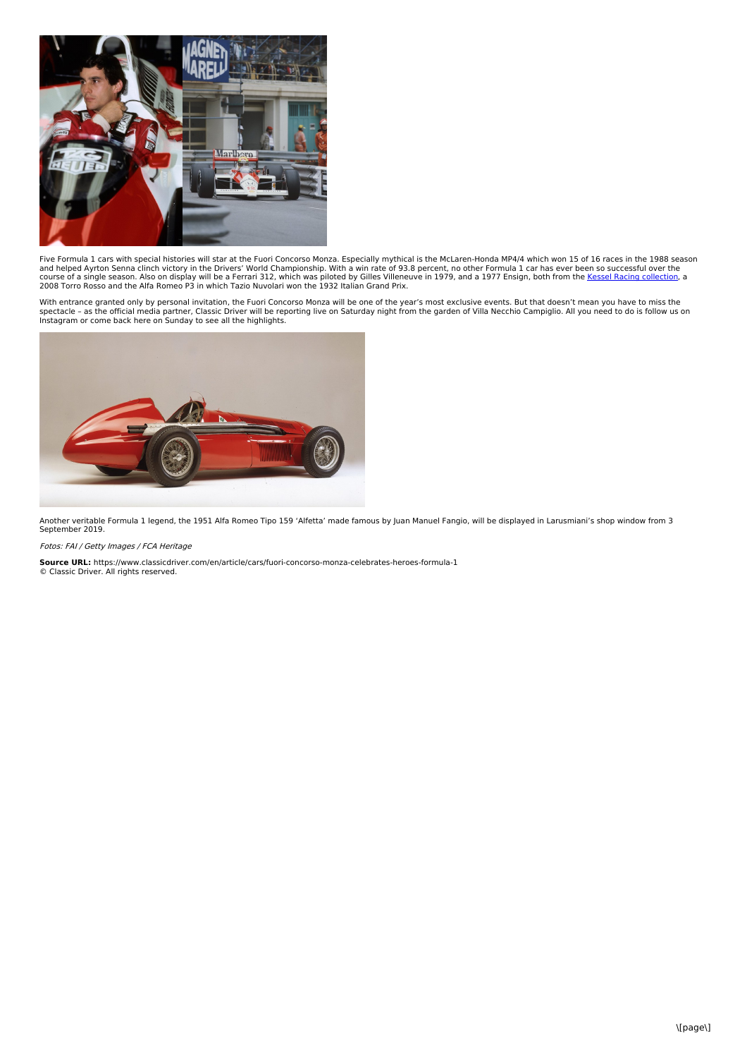Five Formula 1 cars with special histories will star at the Fuori Concorso Monza. Especially mythical is the McLaren-Honda MP4/4 which won 15 of 16 races in the 1988 season and helped Ayrton Senna clinch victory in the Drivers' World Championship. With a win rate of 93.8 percent, no other Formula 1 car has ever been so successful over the course of a single season. Also on display will be a Ferrari 312, which was piloted by Gilles Villeneuve in 1979, and a 1977 Ensign, both from the Kessel Racing collection, a 2008 Torro Rosso and the Alfa Romeo P3 in which Tazio Nuvolari won the 1932 Italian Grand Prix.

With entrance granted only by personal invitation, the Fuori Concorso Monza will be one of the year's most exclusive events. But that doesn't mean you have to miss the spectacle – as the official media partner, Classic Driver will be reporting live on Saturday night from the garden of Villa Necchio Campiglio. All you need to do is follow us on Instagram or come back here on Sunday to see all the highlights.

Another veritable Formula 1 legend, the 1951 Alfa Romeo Tipo 159 'Alfetta' made famous by Juan Manuel Fangio, will be displayed in Larusmiani's shop window from 3 September 2019.

*Fotos: FAI / Getty Images / FCA Heritage*

**Source URL:** https://www.classicdriver.com/en/article/cars/fuori-concorso-monza-celebrates-heroes-formula-1
© Classic Driver. All rights reserved.